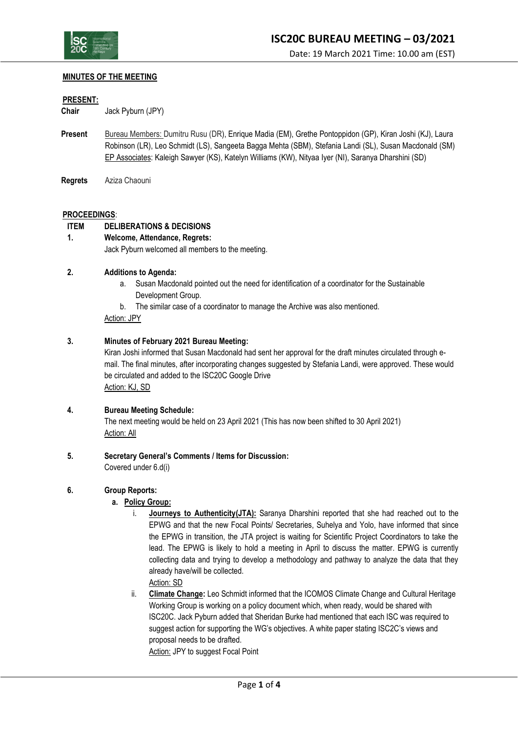# ISC20C BUREAU MEETING – 03/2021

Date: 19 March 2021 Time: 10.00 am (EST)

**MINUTES OF THE MEETING**

**PRESENT:**

**Chair** Jack Pyburn (JPY)

**Present** Bureau Members: Dumitru Rusu (DR), Enrique Madia (EM), Grethe Pontoppidon (GP), Kiran Joshi (KJ), Laura Robinson (LR), Leo Schmidt (LS), Sangeeta Bagga Mehta (SBM), Stefania Landi (SL), Susan Macdonald (SM)
EP Associates: Kaleigh Sawyer (KS), Katelyn Williams (KW), Nityaa Iyer (NI), Saranya Dharshini (SD)

**Regrets** Aziza Chaouni

**PROCEEDINGS**:

**ITEM DELIBERATIONS & DECISIONS**

**1. Welcome, Attendance, Regrets:**

Jack Pyburn welcomed all members to the meeting.

**2. Additions to Agenda:**

a. Susan Macdonald pointed out the need for identification of a coordinator for the Sustainable Development Group.
b. The similar case of a coordinator to manage the Archive was also mentioned.

Action: JPY

**3. Minutes of February 2021 Bureau Meeting:**

Kiran Joshi informed that Susan Macdonald had sent her approval for the draft minutes circulated through e-mail. The final minutes, after incorporating changes suggested by Stefania Landi, were approved. These would be circulated and added to the ISC20C Google Drive

Action: KJ, SD

**4. Bureau Meeting Schedule:**

The next meeting would be held on 23 April 2021 (This has now been shifted to 30 April 2021)

Action: All

**5. Secretary General's Comments / Items for Discussion:**

Covered under 6.d(i)

**6. Group Reports:**

**a. Policy Group:**

i. **Journeys to Authenticity(JTA):** Saranya Dharshini reported that she had reached out to the EPWG and that the new Focal Points/ Secretaries, Suhelya and Yolo, have informed that since the EPWG in transition, the JTA project is waiting for Scientific Project Coordinators to take the lead. The EPWG is likely to hold a meeting in April to discuss the matter. EPWG is currently collecting data and trying to develop a methodology and pathway to analyze the data that they already have/will be collected.

Action: SD

ii. **Climate Change:** Leo Schmidt informed that the ICOMOS Climate Change and Cultural Heritage Working Group is working on a policy document which, when ready, would be shared with ISC20C. Jack Pyburn added that Sheridan Burke had mentioned that each ISC was required to suggest action for supporting the WG's objectives. A white paper stating ISC2C's views and proposal needs to be drafted.

Action: JPY to suggest Focal Point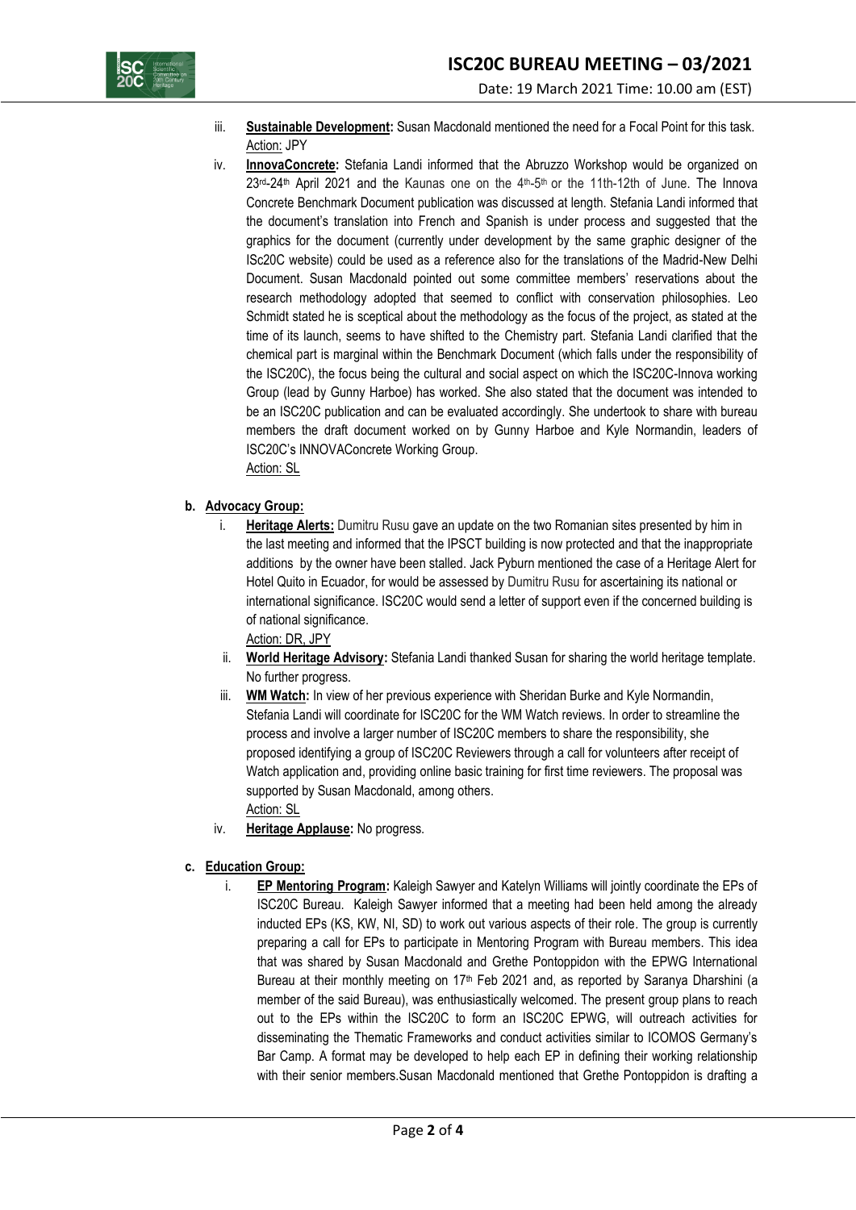iii. **Sustainable Development:** Susan Macdonald mentioned the need for a Focal Point for this task. Action: JPY

iv. **InnovaConcrete:** Stefania Landi informed that the Abruzzo Workshop would be organized on 23rd-24th April 2021 and the Kaunas one on the 4th-5th or the 11th-12th of June. The Innova Concrete Benchmark Document publication was discussed at length. Stefania Landi informed that the document's translation into French and Spanish is under process and suggested that the graphics for the document (currently under development by the same graphic designer of the ISc20C website) could be used as a reference also for the translations of the Madrid-New Delhi Document. Susan Macdonald pointed out some committee members' reservations about the research methodology adopted that seemed to conflict with conservation philosophies. Leo Schmidt stated he is sceptical about the methodology as the focus of the project, as stated at the time of its launch, seems to have shifted to the Chemistry part. Stefania Landi clarified that the chemical part is marginal within the Benchmark Document (which falls under the responsibility of the ISC20C), the focus being the cultural and social aspect on which the ISC20C-Innova working Group (lead by Gunny Harboe) has worked. She also stated that the document was intended to be an ISC20C publication and can be evaluated accordingly. She undertook to share with bureau members the draft document worked on by Gunny Harboe and Kyle Normandin, leaders of ISC20C's INNOVAConcrete Working Group.
Action: SL

**b. Advocacy Group:**

i. **Heritage Alerts:** Dumitru Rusu gave an update on the two Romanian sites presented by him in the last meeting and informed that the IPSCT building is now protected and that the inappropriate additions by the owner have been stalled. Jack Pyburn mentioned the case of a Heritage Alert for Hotel Quito in Ecuador, for would be assessed by Dumitru Rusu for ascertaining its national or international significance. ISC20C would send a letter of support even if the concerned building is of national significance.
Action: DR, JPY

ii. **World Heritage Advisory:** Stefania Landi thanked Susan for sharing the world heritage template. No further progress.

iii. **WM Watch:** In view of her previous experience with Sheridan Burke and Kyle Normandin, Stefania Landi will coordinate for ISC20C for the WM Watch reviews. In order to streamline the process and involve a larger number of ISC20C members to share the responsibility, she proposed identifying a group of ISC20C Reviewers through a call for volunteers after receipt of Watch application and, providing online basic training for first time reviewers. The proposal was supported by Susan Macdonald, among others.
Action: SL

iv. **Heritage Applause:** No progress.

**c. Education Group:**

i. **EP Mentoring Program:** Kaleigh Sawyer and Katelyn Williams will jointly coordinate the EPs of ISC20C Bureau. Kaleigh Sawyer informed that a meeting had been held among the already inducted EPs (KS, KW, NI, SD) to work out various aspects of their role. The group is currently preparing a call for EPs to participate in Mentoring Program with Bureau members. This idea that was shared by Susan Macdonald and Grethe Pontoppidon with the EPWG International Bureau at their monthly meeting on 17th Feb 2021 and, as reported by Saranya Dharshini (a member of the said Bureau), was enthusiastically welcomed. The present group plans to reach out to the EPs within the ISC20C to form an ISC20C EPWG, will outreach activities for disseminating the Thematic Frameworks and conduct activities similar to ICOMOS Germany's Bar Camp. A format may be developed to help each EP in defining their working relationship with their senior members.Susan Macdonald mentioned that Grethe Pontoppidon is drafting a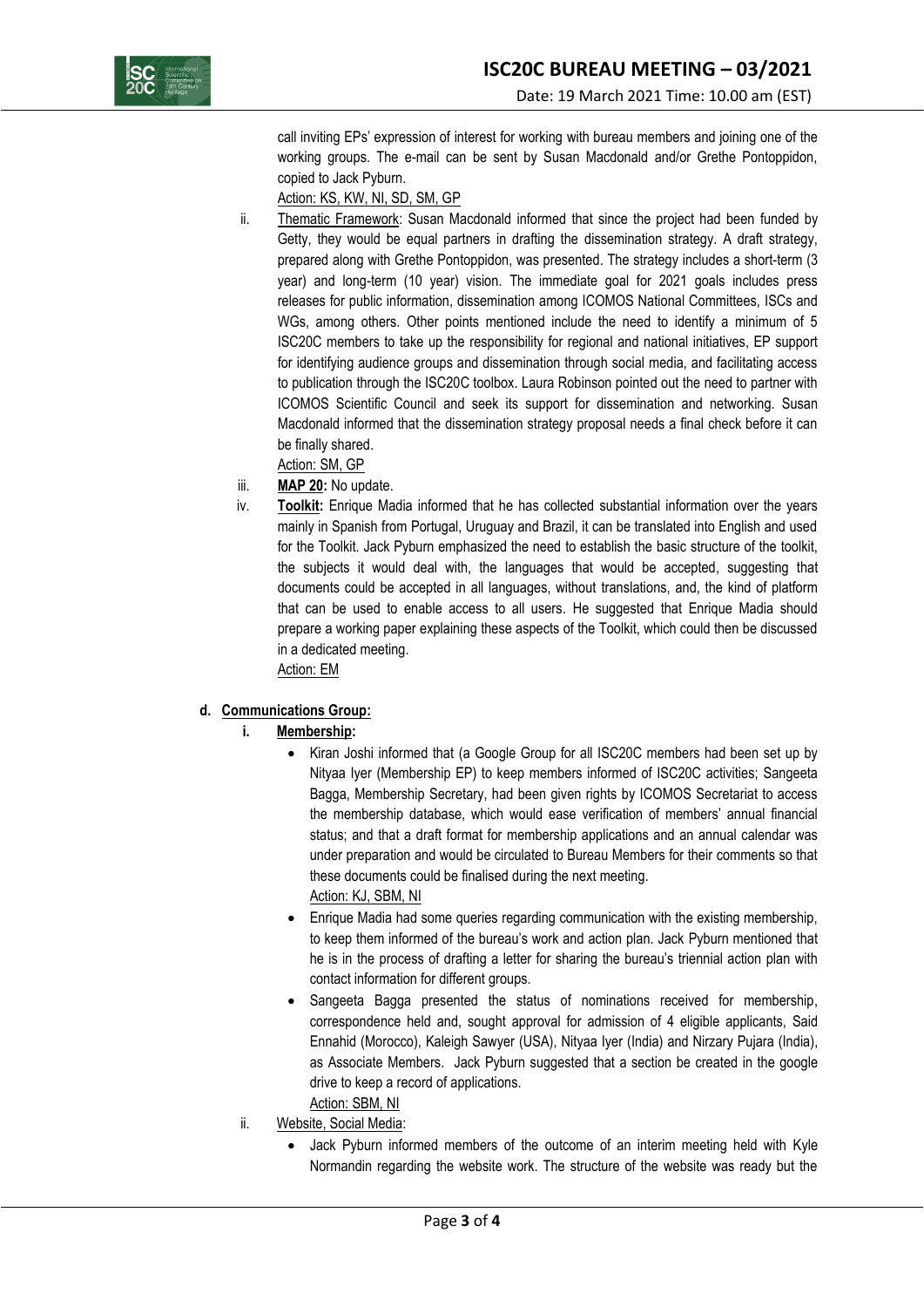call inviting EPs' expression of interest for working with bureau members and joining one of the working groups. The e-mail can be sent by Susan Macdonald and/or Grethe Pontoppidon, copied to Jack Pyburn.

Action: KS, KW, NI, SD, SM, GP

ii. Thematic Framework: Susan Macdonald informed that since the project had been funded by Getty, they would be equal partners in drafting the dissemination strategy. A draft strategy, prepared along with Grethe Pontoppidon, was presented. The strategy includes a short-term (3 year) and long-term (10 year) vision. The immediate goal for 2021 goals includes press releases for public information, dissemination among ICOMOS National Committees, ISCs and WGs, among others. Other points mentioned include the need to identify a minimum of 5 ISC20C members to take up the responsibility for regional and national initiatives, EP support for identifying audience groups and dissemination through social media, and facilitating access to publication through the ISC20C toolbox. Laura Robinson pointed out the need to partner with ICOMOS Scientific Council and seek its support for dissemination and networking. Susan Macdonald informed that the dissemination strategy proposal needs a final check before it can be finally shared.

Action: SM, GP

iii. **MAP 20:** No update.

iv. **Toolkit:** Enrique Madia informed that he has collected substantial information over the years mainly in Spanish from Portugal, Uruguay and Brazil, it can be translated into English and used for the Toolkit. Jack Pyburn emphasized the need to establish the basic structure of the toolkit, the subjects it would deal with, the languages that would be accepted, suggesting that documents could be accepted in all languages, without translations, and, the kind of platform that can be used to enable access to all users. He suggested that Enrique Madia should prepare a working paper explaining these aspects of the Toolkit, which could then be discussed in a dedicated meeting.

Action: EM

**d. Communications Group:**

**i. Membership:**

- Kiran Joshi informed that (a Google Group for all ISC20C members had been set up by Nityaa Iyer (Membership EP) to keep members informed of ISC20C activities; Sangeeta Bagga, Membership Secretary, had been given rights by ICOMOS Secretariat to access the membership database, which would ease verification of members' annual financial status; and that a draft format for membership applications and an annual calendar was under preparation and would be circulated to Bureau Members for their comments so that these documents could be finalised during the next meeting.

  Action: KJ, SBM, NI

- Enrique Madia had some queries regarding communication with the existing membership, to keep them informed of the bureau's work and action plan. Jack Pyburn mentioned that he is in the process of drafting a letter for sharing the bureau's triennial action plan with contact information for different groups.
- Sangeeta Bagga presented the status of nominations received for membership, correspondence held and, sought approval for admission of 4 eligible applicants, Said Ennahid (Morocco), Kaleigh Sawyer (USA), Nityaa Iyer (India) and Nirzary Pujara (India), as Associate Members. Jack Pyburn suggested that a section be created in the google drive to keep a record of applications.

  Action: SBM, NI

ii. Website, Social Media:

- Jack Pyburn informed members of the outcome of an interim meeting held with Kyle Normandin regarding the website work. The structure of the website was ready but the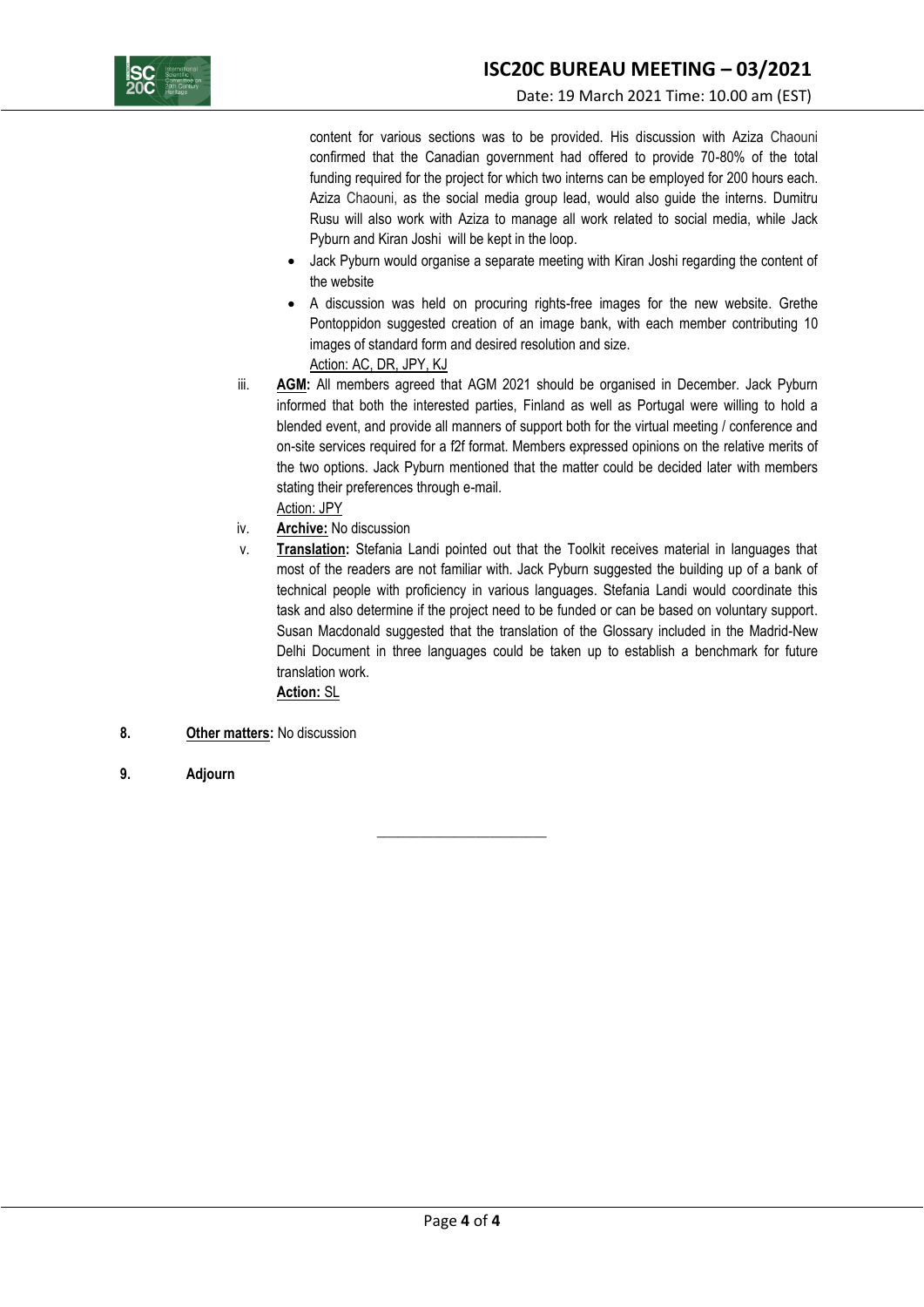content for various sections was to be provided. His discussion with Aziza Chaouni confirmed that the Canadian government had offered to provide 70-80% of the total funding required for the project for which two interns can be employed for 200 hours each. Aziza Chaouni, as the social media group lead, would also guide the interns. Dumitru Rusu will also work with Aziza to manage all work related to social media, while Jack Pyburn and Kiran Joshi will be kept in the loop.

- Jack Pyburn would organise a separate meeting with Kiran Joshi regarding the content of the website
- A discussion was held on procuring rights-free images for the new website. Grethe Pontoppidon suggested creation of an image bank, with each member contributing 10 images of standard form and desired resolution and size.

  Action: AC, DR, JPY, KJ

iii. **AGM:** All members agreed that AGM 2021 should be organised in December. Jack Pyburn informed that both the interested parties, Finland as well as Portugal were willing to hold a blended event, and provide all manners of support both for the virtual meeting / conference and on-site services required for a f2f format. Members expressed opinions on the relative merits of the two options. Jack Pyburn mentioned that the matter could be decided later with members stating their preferences through e-mail.

Action: JPY

iv. **Archive:** No discussion

v. **Translation:** Stefania Landi pointed out that the Toolkit receives material in languages that most of the readers are not familiar with. Jack Pyburn suggested the building up of a bank of technical people with proficiency in various languages. Stefania Landi would coordinate this task and also determine if the project need to be funded or can be based on voluntary support. Susan Macdonald suggested that the translation of the Glossary included in the Madrid-New Delhi Document in three languages could be taken up to establish a benchmark for future translation work.

**Action:** SL

**8. Other matters:** No discussion

**9. Adjourn**

---